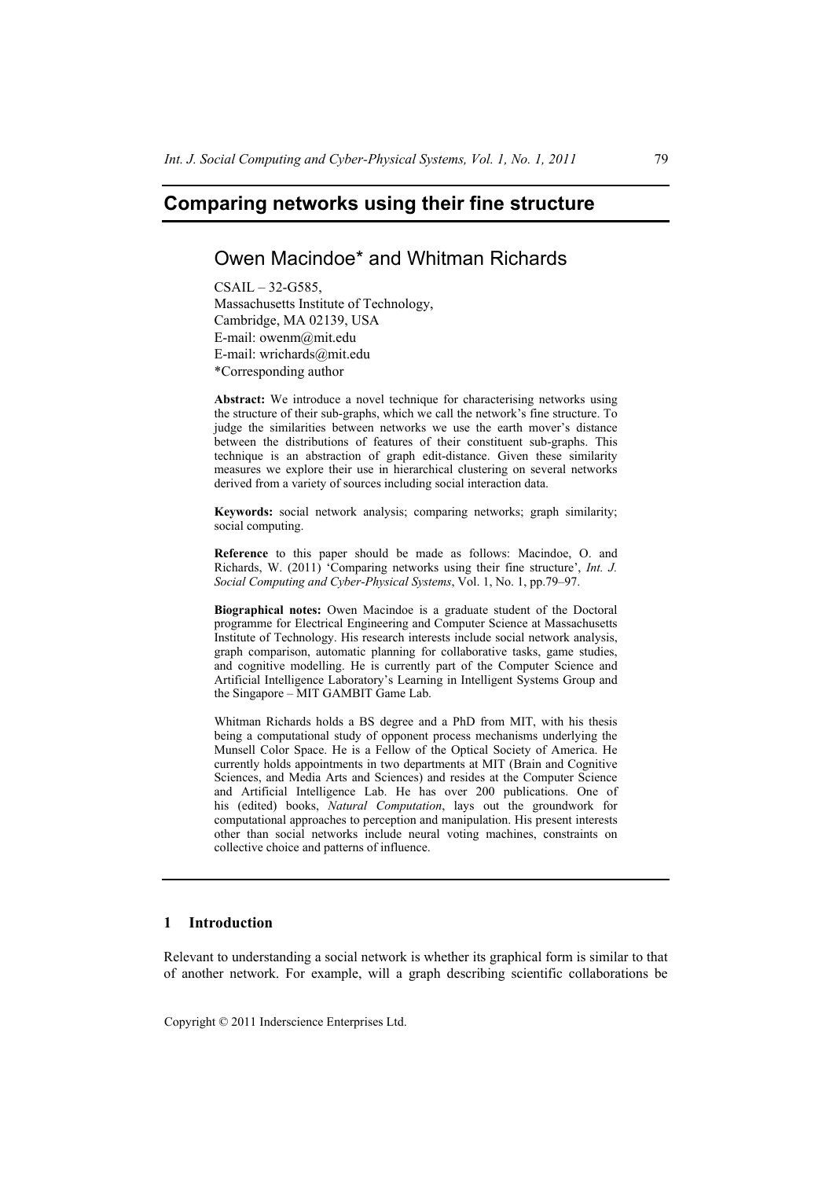# Comparing networks using their fine structure

## Owen Macindoe* and Whitman Richards

CSAIL – 32-G585,
Massachusetts Institute of Technology,
Cambridge, MA 02139, USA
E-mail: owenm@mit.edu
E-mail: wrichards@mit.edu
*Corresponding author

**Abstract:** We introduce a novel technique for characterising networks using the structure of their sub-graphs, which we call the network's fine structure. To judge the similarities between networks we use the earth mover's distance between the distributions of features of their constituent sub-graphs. This technique is an abstraction of graph edit-distance. Given these similarity measures we explore their use in hierarchical clustering on several networks derived from a variety of sources including social interaction data.

**Keywords:** social network analysis; comparing networks; graph similarity; social computing.

**Reference** to this paper should be made as follows: Macindoe, O. and Richards, W. (2011) 'Comparing networks using their fine structure', *Int. J. Social Computing and Cyber-Physical Systems*, Vol. 1, No. 1, pp.79–97.

**Biographical notes:** Owen Macindoe is a graduate student of the Doctoral programme for Electrical Engineering and Computer Science at Massachusetts Institute of Technology. His research interests include social network analysis, graph comparison, automatic planning for collaborative tasks, game studies, and cognitive modelling. He is currently part of the Computer Science and Artificial Intelligence Laboratory's Learning in Intelligent Systems Group and the Singapore – MIT GAMBIT Game Lab.

Whitman Richards holds a BS degree and a PhD from MIT, with his thesis being a computational study of opponent process mechanisms underlying the Munsell Color Space. He is a Fellow of the Optical Society of America. He currently holds appointments in two departments at MIT (Brain and Cognitive Sciences, and Media Arts and Sciences) and resides at the Computer Science and Artificial Intelligence Lab. He has over 200 publications. One of his (edited) books, *Natural Computation*, lays out the groundwork for computational approaches to perception and manipulation. His present interests other than social networks include neural voting machines, constraints on collective choice and patterns of influence.

## 1 Introduction

Relevant to understanding a social network is whether its graphical form is similar to that of another network. For example, will a graph describing scientific collaborations be

Copyright © 2011 Inderscience Enterprises Ltd.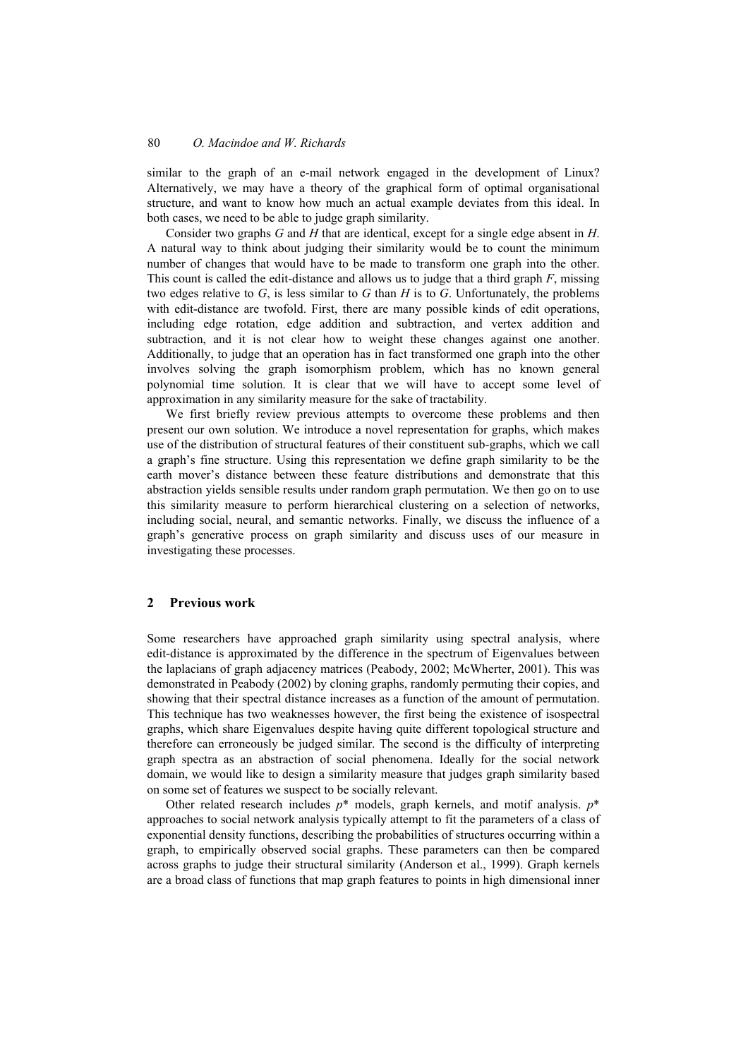similar to the graph of an e-mail network engaged in the development of Linux? Alternatively, we may have a theory of the graphical form of optimal organisational structure, and want to know how much an actual example deviates from this ideal. In both cases, we need to be able to judge graph similarity.

Consider two graphs *G* and *H* that are identical, except for a single edge absent in *H*. A natural way to think about judging their similarity would be to count the minimum number of changes that would have to be made to transform one graph into the other. This count is called the edit-distance and allows us to judge that a third graph *F*, missing two edges relative to *G*, is less similar to *G* than *H* is to *G*. Unfortunately, the problems with edit-distance are twofold. First, there are many possible kinds of edit operations, including edge rotation, edge addition and subtraction, and vertex addition and subtraction, and it is not clear how to weight these changes against one another. Additionally, to judge that an operation has in fact transformed one graph into the other involves solving the graph isomorphism problem, which has no known general polynomial time solution. It is clear that we will have to accept some level of approximation in any similarity measure for the sake of tractability.

We first briefly review previous attempts to overcome these problems and then present our own solution. We introduce a novel representation for graphs, which makes use of the distribution of structural features of their constituent sub-graphs, which we call a graph's fine structure. Using this representation we define graph similarity to be the earth mover's distance between these feature distributions and demonstrate that this abstraction yields sensible results under random graph permutation. We then go on to use this similarity measure to perform hierarchical clustering on a selection of networks, including social, neural, and semantic networks. Finally, we discuss the influence of a graph's generative process on graph similarity and discuss uses of our measure in investigating these processes.

## 2 Previous work

Some researchers have approached graph similarity using spectral analysis, where edit-distance is approximated by the difference in the spectrum of Eigenvalues between the laplacians of graph adjacency matrices (Peabody, 2002; McWherter, 2001). This was demonstrated in Peabody (2002) by cloning graphs, randomly permuting their copies, and showing that their spectral distance increases as a function of the amount of permutation. This technique has two weaknesses however, the first being the existence of isospectral graphs, which share Eigenvalues despite having quite different topological structure and therefore can erroneously be judged similar. The second is the difficulty of interpreting graph spectra as an abstraction of social phenomena. Ideally for the social network domain, we would like to design a similarity measure that judges graph similarity based on some set of features we suspect to be socially relevant.

Other related research includes *p*\* models, graph kernels, and motif analysis. *p*\* approaches to social network analysis typically attempt to fit the parameters of a class of exponential density functions, describing the probabilities of structures occurring within a graph, to empirically observed social graphs. These parameters can then be compared across graphs to judge their structural similarity (Anderson et al., 1999). Graph kernels are a broad class of functions that map graph features to points in high dimensional inner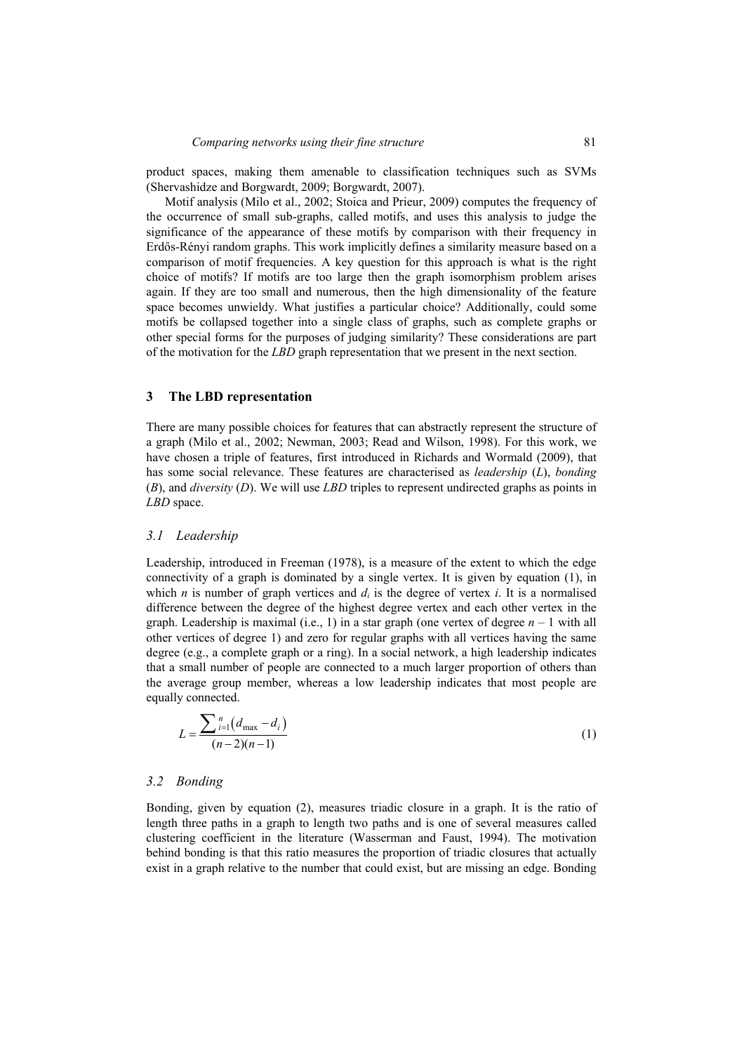product spaces, making them amenable to classification techniques such as SVMs (Shervashidze and Borgwardt, 2009; Borgwardt, 2007).

Motif analysis (Milo et al., 2002; Stoica and Prieur, 2009) computes the frequency of the occurrence of small sub-graphs, called motifs, and uses this analysis to judge the significance of the appearance of these motifs by comparison with their frequency in Erdős-Rényi random graphs. This work implicitly defines a similarity measure based on a comparison of motif frequencies. A key question for this approach is what is the right choice of motifs? If motifs are too large then the graph isomorphism problem arises again. If they are too small and numerous, then the high dimensionality of the feature space becomes unwieldy. What justifies a particular choice? Additionally, could some motifs be collapsed together into a single class of graphs, such as complete graphs or other special forms for the purposes of judging similarity? These considerations are part of the motivation for the *LBD* graph representation that we present in the next section.

## 3 The LBD representation

There are many possible choices for features that can abstractly represent the structure of a graph (Milo et al., 2002; Newman, 2003; Read and Wilson, 1998). For this work, we have chosen a triple of features, first introduced in Richards and Wormald (2009), that has some social relevance. These features are characterised as *leadership* (*L*), *bonding* (*B*), and *diversity* (*D*). We will use *LBD* triples to represent undirected graphs as points in *LBD* space.

### 3.1 Leadership

Leadership, introduced in Freeman (1978), is a measure of the extent to which the edge connectivity of a graph is dominated by a single vertex. It is given by equation (1), in which $n$ is number of graph vertices and $d_i$ is the degree of vertex $i$. It is a normalised difference between the degree of the highest degree vertex and each other vertex in the graph. Leadership is maximal (i.e., 1) in a star graph (one vertex of degree $n - 1$ with all other vertices of degree 1) and zero for regular graphs with all vertices having the same degree (e.g., a complete graph or a ring). In a social network, a high leadership indicates that a small number of people are connected to a much larger proportion of others than the average group member, whereas a low leadership indicates that most people are equally connected.

$$L = \frac{\sum_{i=1}^{n} \left( d_{\max} - d_i \right)}{(n-2)(n-1)} \tag{1}$$

### 3.2 Bonding

Bonding, given by equation (2), measures triadic closure in a graph. It is the ratio of length three paths in a graph to length two paths and is one of several measures called clustering coefficient in the literature (Wasserman and Faust, 1994). The motivation behind bonding is that this ratio measures the proportion of triadic closures that actually exist in a graph relative to the number that could exist, but are missing an edge. Bonding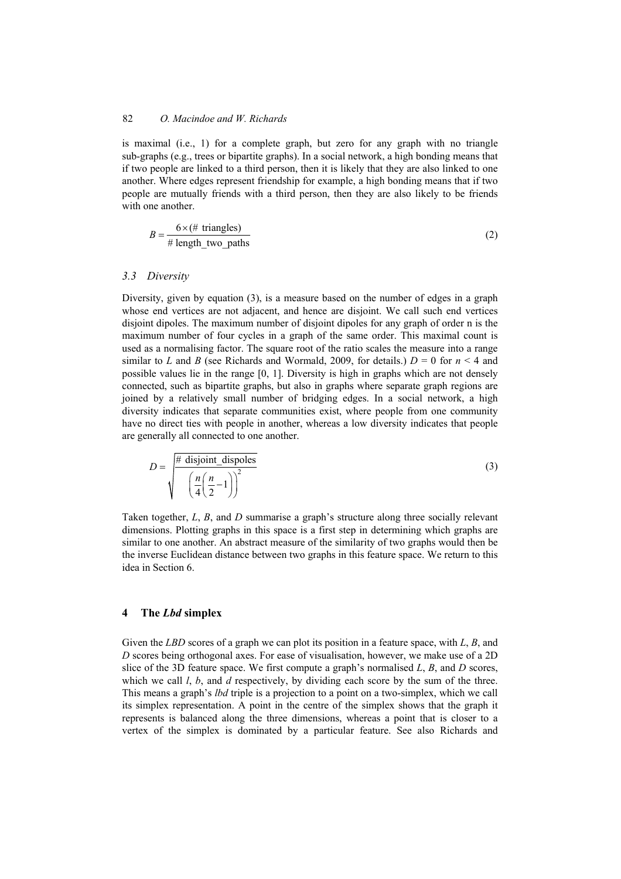is maximal (i.e., 1) for a complete graph, but zero for any graph with no triangle sub-graphs (e.g., trees or bipartite graphs). In a social network, a high bonding means that if two people are linked to a third person, then it is likely that they are also linked to one another. Where edges represent friendship for example, a high bonding means that if two people are mutually friends with a third person, then they are also likely to be friends with one another.

$$B = \frac{6 \times (\#\text{ triangles})}{\#\text{ length\_two\_paths}} \tag{2}$$

### 3.3 Diversity

Diversity, given by equation (3), is a measure based on the number of edges in a graph whose end vertices are not adjacent, and hence are disjoint. We call such end vertices disjoint dipoles. The maximum number of disjoint dipoles for any graph of order n is the maximum number of four cycles in a graph of the same order. This maximal count is used as a normalising factor. The square root of the ratio scales the measure into a range similar to *L* and *B* (see Richards and Wormald, 2009, for details.) $D = 0$ for $n < 4$ and possible values lie in the range [0, 1]. Diversity is high in graphs which are not densely connected, such as bipartite graphs, but also in graphs where separate graph regions are joined by a relatively small number of bridging edges. In a social network, a high diversity indicates that separate communities exist, where people from one community have no direct ties with people in another, whereas a low diversity indicates that people are generally all connected to one another.

$$D = \sqrt{\frac{\#\text{ disjoint\_dispoles}}{\left(\frac{n}{4}\left(\frac{n}{2}-1\right)\right)^2}} \tag{3}$$

Taken together, *L*, *B*, and *D* summarise a graph's structure along three socially relevant dimensions. Plotting graphs in this space is a first step in determining which graphs are similar to one another. An abstract measure of the similarity of two graphs would then be the inverse Euclidean distance between two graphs in this feature space. We return to this idea in Section 6.

## 4 The *Lbd* simplex

Given the *LBD* scores of a graph we can plot its position in a feature space, with *L*, *B*, and *D* scores being orthogonal axes. For ease of visualisation, however, we make use of a 2D slice of the 3D feature space. We first compute a graph's normalised *L*, *B*, and *D* scores, which we call *l*, *b*, and *d* respectively, by dividing each score by the sum of the three. This means a graph's *lbd* triple is a projection to a point on a two-simplex, which we call its simplex representation. A point in the centre of the simplex shows that the graph it represents is balanced along the three dimensions, whereas a point that is closer to a vertex of the simplex is dominated by a particular feature. See also Richards and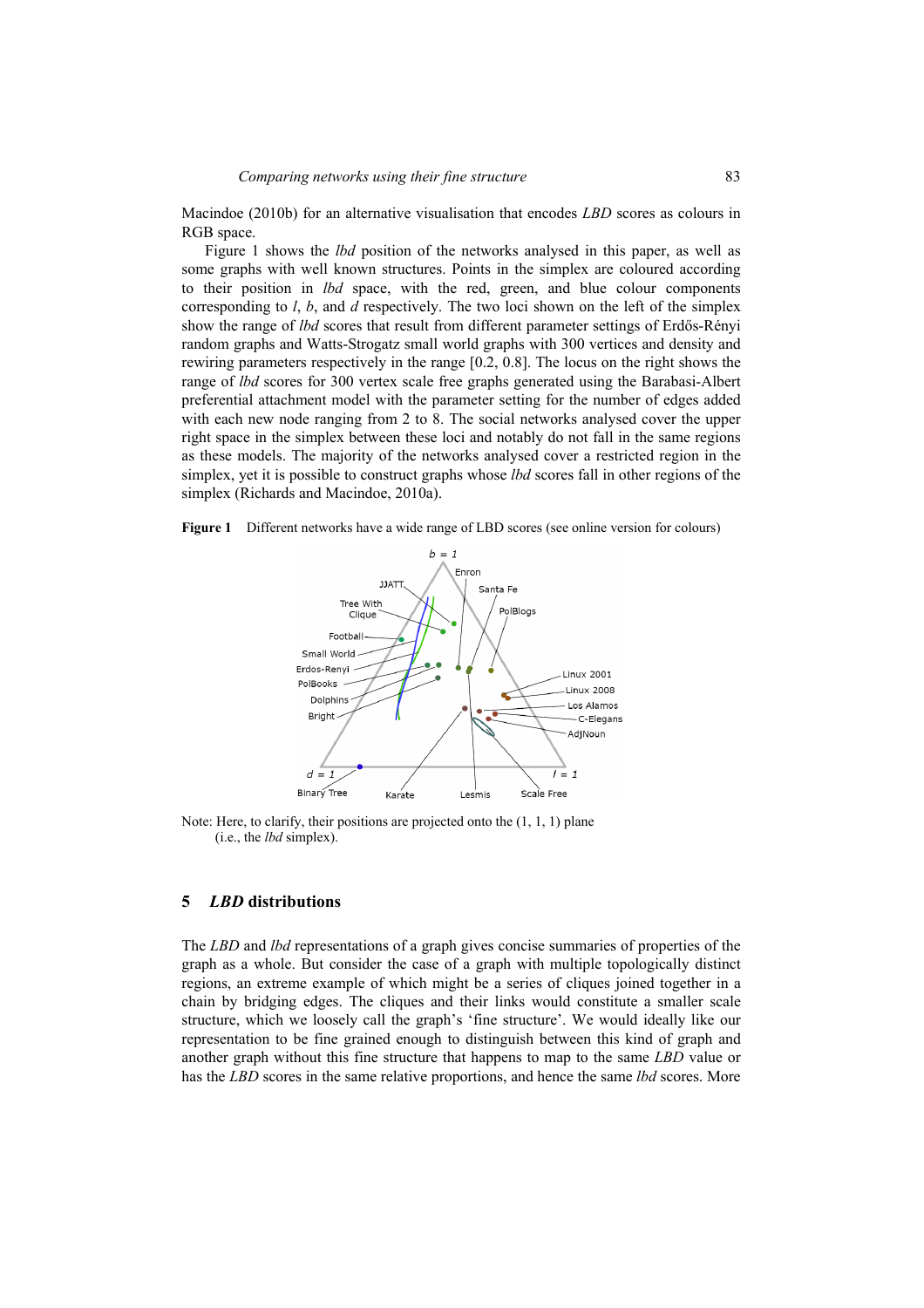Macindoe (2010b) for an alternative visualisation that encodes *LBD* scores as colours in RGB space.

Figure 1 shows the *lbd* position of the networks analysed in this paper, as well as some graphs with well known structures. Points in the simplex are coloured according to their position in *lbd* space, with the red, green, and blue colour components corresponding to *l*, *b*, and *d* respectively. The two loci shown on the left of the simplex show the range of *lbd* scores that result from different parameter settings of Erdős-Rényi random graphs and Watts-Strogatz small world graphs with 300 vertices and density and rewiring parameters respectively in the range [0.2, 0.8]. The locus on the right shows the range of *lbd* scores for 300 vertex scale free graphs generated using the Barabasi-Albert preferential attachment model with the parameter setting for the number of edges added with each new node ranging from 2 to 8. The social networks analysed cover the upper right space in the simplex between these loci and notably do not fall in the same regions as these models. The majority of the networks analysed cover a restricted region in the simplex, yet it is possible to construct graphs whose *lbd* scores fall in other regions of the simplex (Richards and Macindoe, 2010a).

**Figure 1** Different networks have a wide range of LBD scores (see online version for colours)

Note: Here, to clarify, their positions are projected onto the (1, 1, 1) plane (i.e., the *lbd* simplex).

## 5 *LBD* distributions

The *LBD* and *lbd* representations of a graph gives concise summaries of properties of the graph as a whole. But consider the case of a graph with multiple topologically distinct regions, an extreme example of which might be a series of cliques joined together in a chain by bridging edges. The cliques and their links would constitute a smaller scale structure, which we loosely call the graph's 'fine structure'. We would ideally like our representation to be fine grained enough to distinguish between this kind of graph and another graph without this fine structure that happens to map to the same *LBD* value or has the *LBD* scores in the same relative proportions, and hence the same *lbd* scores. More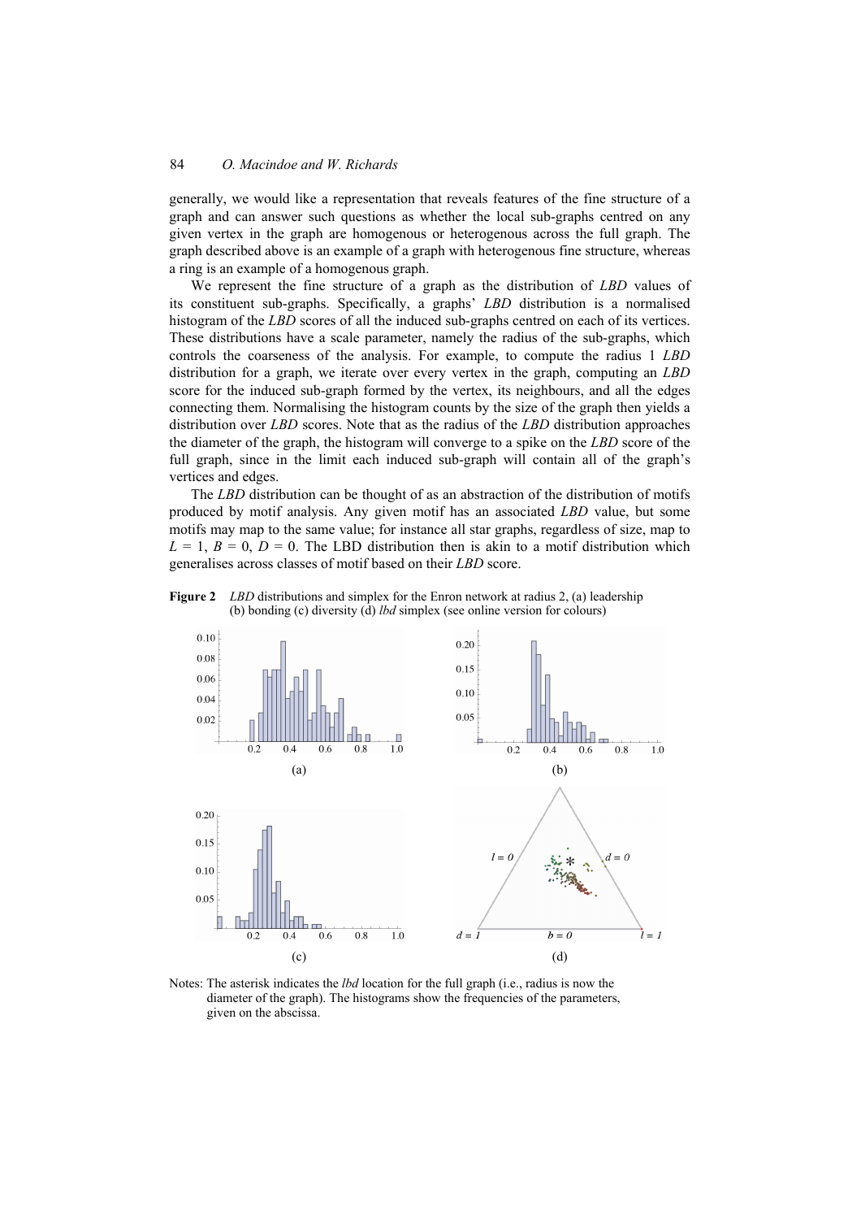generally, we would like a representation that reveals features of the fine structure of a graph and can answer such questions as whether the local sub-graphs centred on any given vertex in the graph are homogenous or heterogenous across the full graph. The graph described above is an example of a graph with heterogenous fine structure, whereas a ring is an example of a homogenous graph.

We represent the fine structure of a graph as the distribution of *LBD* values of its constituent sub-graphs. Specifically, a graphs' *LBD* distribution is a normalised histogram of the *LBD* scores of all the induced sub-graphs centred on each of its vertices. These distributions have a scale parameter, namely the radius of the sub-graphs, which controls the coarseness of the analysis. For example, to compute the radius 1 *LBD* distribution for a graph, we iterate over every vertex in the graph, computing an *LBD* score for the induced sub-graph formed by the vertex, its neighbours, and all the edges connecting them. Normalising the histogram counts by the size of the graph then yields a distribution over *LBD* scores. Note that as the radius of the *LBD* distribution approaches the diameter of the graph, the histogram will converge to a spike on the *LBD* score of the full graph, since in the limit each induced sub-graph will contain all of the graph's vertices and edges.

The *LBD* distribution can be thought of as an abstraction of the distribution of motifs produced by motif analysis. Any given motif has an associated *LBD* value, but some motifs may map to the same value; for instance all star graphs, regardless of size, map to $L = 1$, $B = 0$, $D = 0$. The LBD distribution then is akin to a motif distribution which generalises across classes of motif based on their *LBD* score.

**Figure 2** *LBD* distributions and simplex for the Enron network at radius 2, (a) leadership (b) bonding (c) diversity (d) *lbd* simplex (see online version for colours)

Notes: The asterisk indicates the *lbd* location for the full graph (i.e., radius is now the diameter of the graph). The histograms show the frequencies of the parameters, given on the abscissa.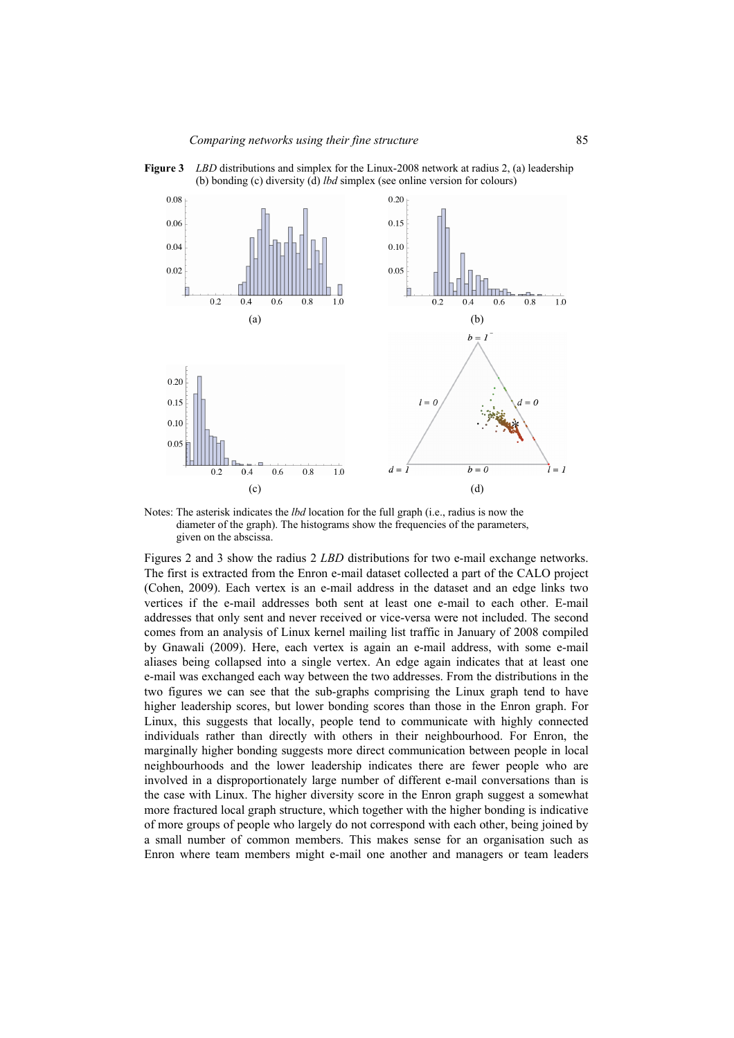**Figure 3** *LBD* distributions and simplex for the Linux-2008 network at radius 2, (a) leadership (b) bonding (c) diversity (d) *lbd* simplex (see online version for colours)

Notes: The asterisk indicates the *lbd* location for the full graph (i.e., radius is now the diameter of the graph). The histograms show the frequencies of the parameters, given on the abscissa.

Figures 2 and 3 show the radius 2 *LBD* distributions for two e-mail exchange networks. The first is extracted from the Enron e-mail dataset collected a part of the CALO project (Cohen, 2009). Each vertex is an e-mail address in the dataset and an edge links two vertices if the e-mail addresses both sent at least one e-mail to each other. E-mail addresses that only sent and never received or vice-versa were not included. The second comes from an analysis of Linux kernel mailing list traffic in January of 2008 compiled by Gnawali (2009). Here, each vertex is again an e-mail address, with some e-mail aliases being collapsed into a single vertex. An edge again indicates that at least one e-mail was exchanged each way between the two addresses. From the distributions in the two figures we can see that the sub-graphs comprising the Linux graph tend to have higher leadership scores, but lower bonding scores than those in the Enron graph. For Linux, this suggests that locally, people tend to communicate with highly connected individuals rather than directly with others in their neighbourhood. For Enron, the marginally higher bonding suggests more direct communication between people in local neighbourhoods and the lower leadership indicates there are fewer people who are involved in a disproportionately large number of different e-mail conversations than is the case with Linux. The higher diversity score in the Enron graph suggest a somewhat more fractured local graph structure, which together with the higher bonding is indicative of more groups of people who largely do not correspond with each other, being joined by a small number of common members. This makes sense for an organisation such as Enron where team members might e-mail one another and managers or team leaders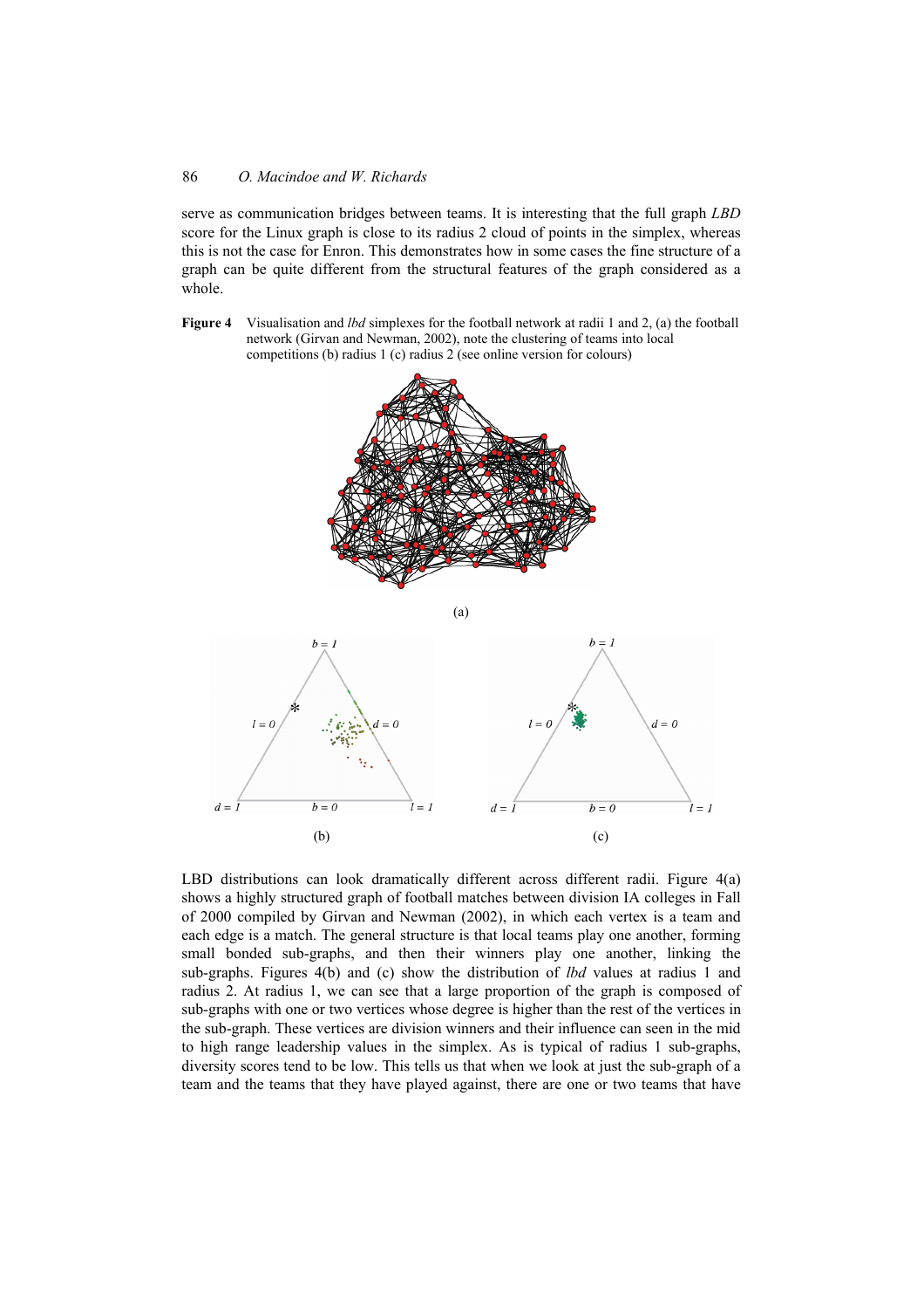serve as communication bridges between teams. It is interesting that the full graph *LBD* score for the Linux graph is close to its radius 2 cloud of points in the simplex, whereas this is not the case for Enron. This demonstrates how in some cases the fine structure of a graph can be quite different from the structural features of the graph considered as a whole.

**Figure 4** Visualisation and *lbd* simplexes for the football network at radii 1 and 2, (a) the football network (Girvan and Newman, 2002), note the clustering of teams into local competitions (b) radius 1 (c) radius 2 (see online version for colours)

LBD distributions can look dramatically different across different radii. Figure 4(a) shows a highly structured graph of football matches between division IA colleges in Fall of 2000 compiled by Girvan and Newman (2002), in which each vertex is a team and each edge is a match. The general structure is that local teams play one another, forming small bonded sub-graphs, and then their winners play one another, linking the sub-graphs. Figures 4(b) and (c) show the distribution of *lbd* values at radius 1 and radius 2. At radius 1, we can see that a large proportion of the graph is composed of sub-graphs with one or two vertices whose degree is higher than the rest of the vertices in the sub-graph. These vertices are division winners and their influence can seen in the mid to high range leadership values in the simplex. As is typical of radius 1 sub-graphs, diversity scores tend to be low. This tells us that when we look at just the sub-graph of a team and the teams that they have played against, there are one or two teams that have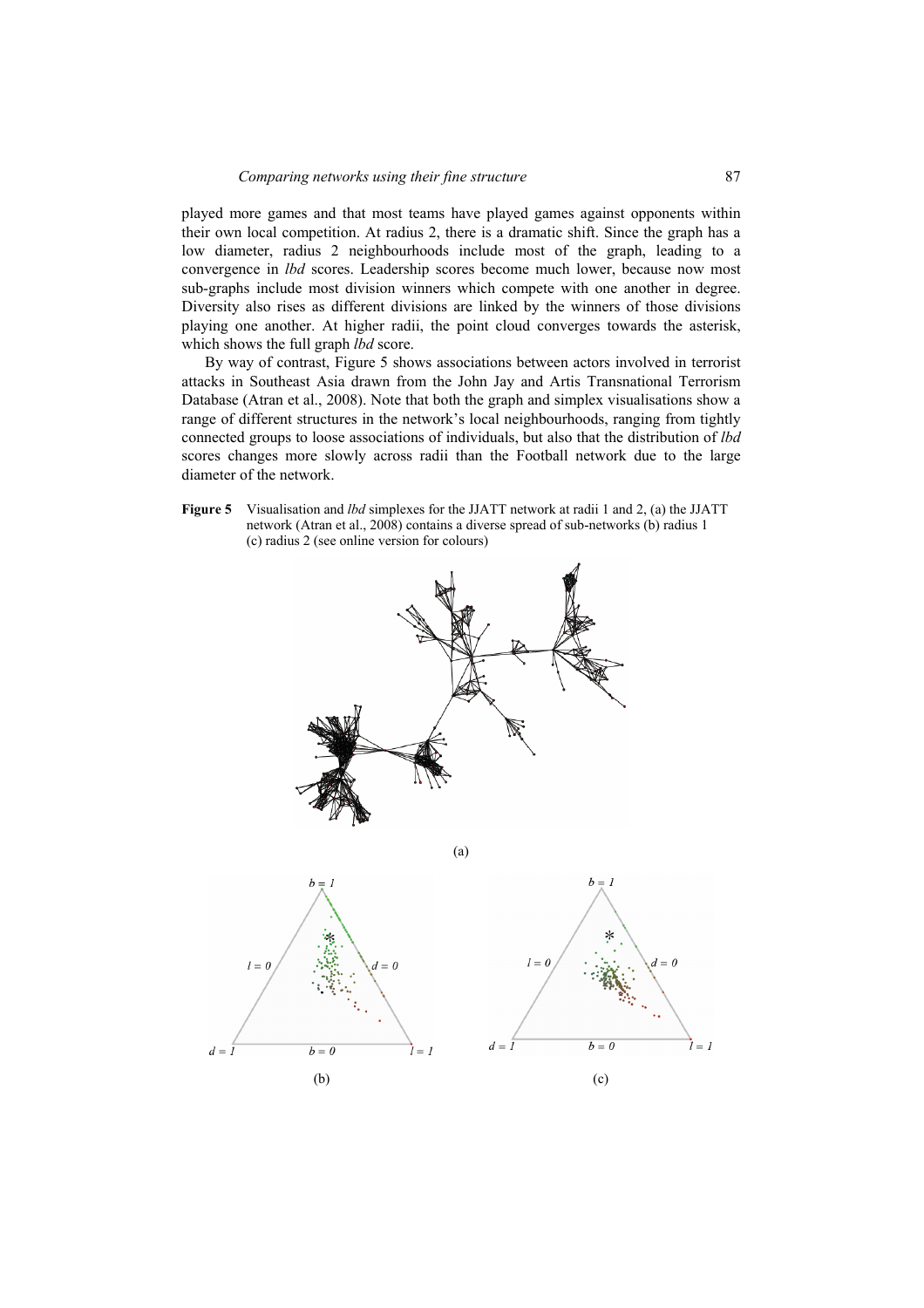played more games and that most teams have played games against opponents within their own local competition. At radius 2, there is a dramatic shift. Since the graph has a low diameter, radius 2 neighbourhoods include most of the graph, leading to a convergence in *lbd* scores. Leadership scores become much lower, because now most sub-graphs include most division winners which compete with one another in degree. Diversity also rises as different divisions are linked by the winners of those divisions playing one another. At higher radii, the point cloud converges towards the asterisk, which shows the full graph *lbd* score.

By way of contrast, Figure 5 shows associations between actors involved in terrorist attacks in Southeast Asia drawn from the John Jay and Artis Transnational Terrorism Database (Atran et al., 2008). Note that both the graph and simplex visualisations show a range of different structures in the network's local neighbourhoods, ranging from tightly connected groups to loose associations of individuals, but also that the distribution of *lbd* scores changes more slowly across radii than the Football network due to the large diameter of the network.

**Figure 5** Visualisation and *lbd* simplexes for the JJATT network at radii 1 and 2, (a) the JJATT network (Atran et al., 2008) contains a diverse spread of sub-networks (b) radius 1 (c) radius 2 (see online version for colours)

(a)

(b)

(c)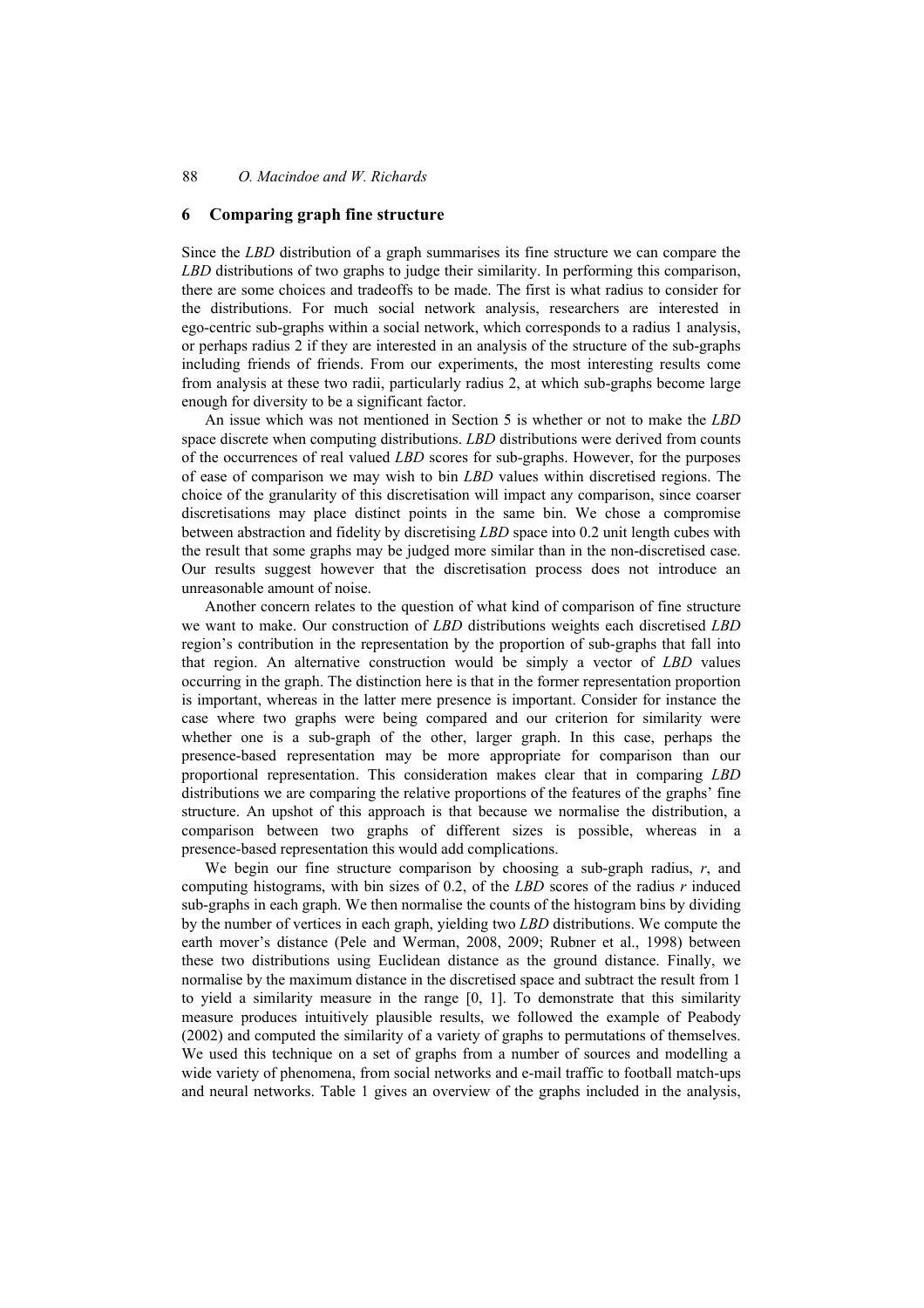## 6 Comparing graph fine structure

Since the *LBD* distribution of a graph summarises its fine structure we can compare the *LBD* distributions of two graphs to judge their similarity. In performing this comparison, there are some choices and tradeoffs to be made. The first is what radius to consider for the distributions. For much social network analysis, researchers are interested in ego-centric sub-graphs within a social network, which corresponds to a radius 1 analysis, or perhaps radius 2 if they are interested in an analysis of the structure of the sub-graphs including friends of friends. From our experiments, the most interesting results come from analysis at these two radii, particularly radius 2, at which sub-graphs become large enough for diversity to be a significant factor.

An issue which was not mentioned in Section 5 is whether or not to make the *LBD* space discrete when computing distributions. *LBD* distributions were derived from counts of the occurrences of real valued *LBD* scores for sub-graphs. However, for the purposes of ease of comparison we may wish to bin *LBD* values within discretised regions. The choice of the granularity of this discretisation will impact any comparison, since coarser discretisations may place distinct points in the same bin. We chose a compromise between abstraction and fidelity by discretising *LBD* space into 0.2 unit length cubes with the result that some graphs may be judged more similar than in the non-discretised case. Our results suggest however that the discretisation process does not introduce an unreasonable amount of noise.

Another concern relates to the question of what kind of comparison of fine structure we want to make. Our construction of *LBD* distributions weights each discretised *LBD* region's contribution in the representation by the proportion of sub-graphs that fall into that region. An alternative construction would be simply a vector of *LBD* values occurring in the graph. The distinction here is that in the former representation proportion is important, whereas in the latter mere presence is important. Consider for instance the case where two graphs were being compared and our criterion for similarity were whether one is a sub-graph of the other, larger graph. In this case, perhaps the presence-based representation may be more appropriate for comparison than our proportional representation. This consideration makes clear that in comparing *LBD* distributions we are comparing the relative proportions of the features of the graphs' fine structure. An upshot of this approach is that because we normalise the distribution, a comparison between two graphs of different sizes is possible, whereas in a presence-based representation this would add complications.

We begin our fine structure comparison by choosing a sub-graph radius, $r$, and computing histograms, with bin sizes of 0.2, of the *LBD* scores of the radius $r$ induced sub-graphs in each graph. We then normalise the counts of the histogram bins by dividing by the number of vertices in each graph, yielding two *LBD* distributions. We compute the earth mover's distance (Pele and Werman, 2008, 2009; Rubner et al., 1998) between these two distributions using Euclidean distance as the ground distance. Finally, we normalise by the maximum distance in the discretised space and subtract the result from 1 to yield a similarity measure in the range [0, 1]. To demonstrate that this similarity measure produces intuitively plausible results, we followed the example of Peabody (2002) and computed the similarity of a variety of graphs to permutations of themselves. We used this technique on a set of graphs from a number of sources and modelling a wide variety of phenomena, from social networks and e-mail traffic to football match-ups and neural networks. Table 1 gives an overview of the graphs included in the analysis,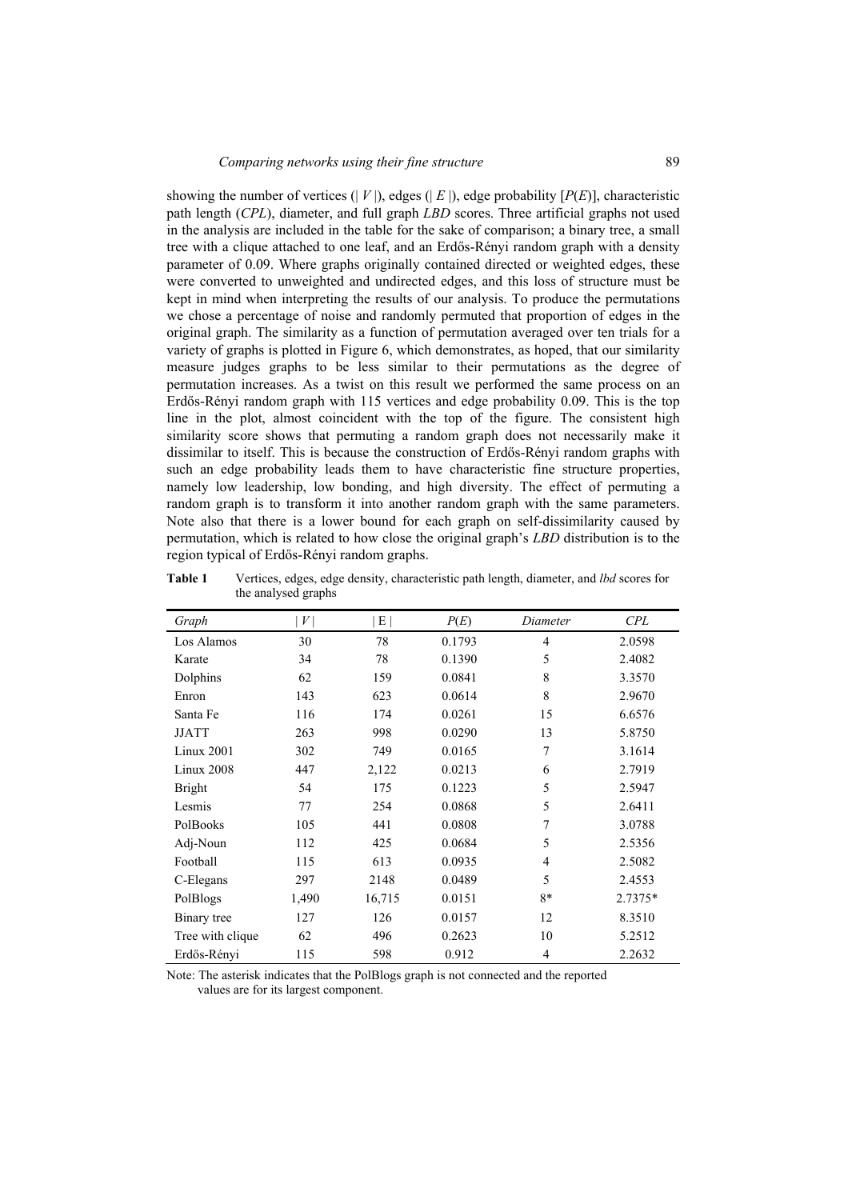showing the number of vertices (| $V$ |), edges (| $E$ |), edge probability [$P(E)$], characteristic path length (*CPL*), diameter, and full graph *LBD* scores. Three artificial graphs not used in the analysis are included in the table for the sake of comparison; a binary tree, a small tree with a clique attached to one leaf, and an Erdős-Rényi random graph with a density parameter of 0.09. Where graphs originally contained directed or weighted edges, these were converted to unweighted and undirected edges, and this loss of structure must be kept in mind when interpreting the results of our analysis. To produce the permutations we chose a percentage of noise and randomly permuted that proportion of edges in the original graph. The similarity as a function of permutation averaged over ten trials for a variety of graphs is plotted in Figure 6, which demonstrates, as hoped, that our similarity measure judges graphs to be less similar to their permutations as the degree of permutation increases. As a twist on this result we performed the same process on an Erdős-Rényi random graph with 115 vertices and edge probability 0.09. This is the top line in the plot, almost coincident with the top of the figure. The consistent high similarity score shows that permuting a random graph does not necessarily make it dissimilar to itself. This is because the construction of Erdős-Rényi random graphs with such an edge probability leads them to have characteristic fine structure properties, namely low leadership, low bonding, and high diversity. The effect of permuting a random graph is to transform it into another random graph with the same parameters. Note also that there is a lower bound for each graph on self-dissimilarity caused by permutation, which is related to how close the original graph's *LBD* distribution is to the region typical of Erdős-Rényi random graphs.

**Table 1** Vertices, edges, edge density, characteristic path length, diameter, and *lbd* scores for the analysed graphs

| *Graph* | \| $V$ \| | \| E \| | $P(E)$ | *Diameter* | *CPL* |
|---|---|---|---|---|---|
| Los Alamos | 30 | 78 | 0.1793 | 4 | 2.0598 |
| Karate | 34 | 78 | 0.1390 | 5 | 2.4082 |
| Dolphins | 62 | 159 | 0.0841 | 8 | 3.3570 |
| Enron | 143 | 623 | 0.0614 | 8 | 2.9670 |
| Santa Fe | 116 | 174 | 0.0261 | 15 | 6.6576 |
| JJATT | 263 | 998 | 0.0290 | 13 | 5.8750 |
| Linux 2001 | 302 | 749 | 0.0165 | 7 | 3.1614 |
| Linux 2008 | 447 | 2,122 | 0.0213 | 6 | 2.7919 |
| Bright | 54 | 175 | 0.1223 | 5 | 2.5947 |
| Lesmis | 77 | 254 | 0.0868 | 5 | 2.6411 |
| PolBooks | 105 | 441 | 0.0808 | 7 | 3.0788 |
| Adj-Noun | 112 | 425 | 0.0684 | 5 | 2.5356 |
| Football | 115 | 613 | 0.0935 | 4 | 2.5082 |
| C-Elegans | 297 | 2148 | 0.0489 | 5 | 2.4553 |
| PolBlogs | 1,490 | 16,715 | 0.0151 | 8* | 2.7375* |
| Binary tree | 127 | 126 | 0.0157 | 12 | 8.3510 |
| Tree with clique | 62 | 496 | 0.2623 | 10 | 5.2512 |
| Erdős-Rényi | 115 | 598 | 0.912 | 4 | 2.2632 |

Note: The asterisk indicates that the PolBlogs graph is not connected and the reported values are for its largest component.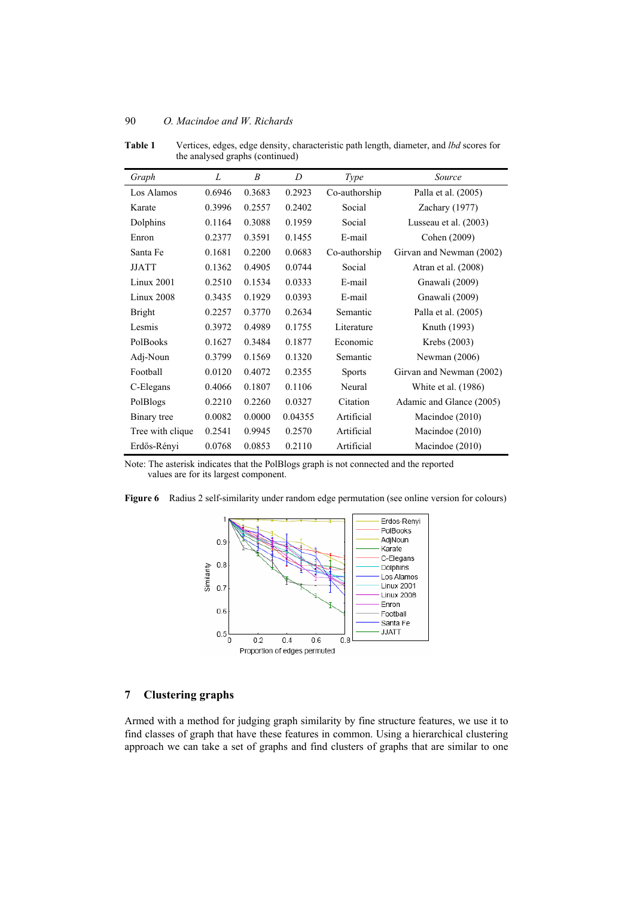**Table 1** Vertices, edges, edge density, characteristic path length, diameter, and *lbd* scores for the analysed graphs (continued)

| *Graph* | *L* | *B* | *D* | *Type* | *Source* |
|---|---|---|---|---|---|
| Los Alamos | 0.6946 | 0.3683 | 0.2923 | Co-authorship | Palla et al. (2005) |
| Karate | 0.3996 | 0.2557 | 0.2402 | Social | Zachary (1977) |
| Dolphins | 0.1164 | 0.3088 | 0.1959 | Social | Lusseau et al. (2003) |
| Enron | 0.2377 | 0.3591 | 0.1455 | E-mail | Cohen (2009) |
| Santa Fe | 0.1681 | 0.2200 | 0.0683 | Co-authorship | Girvan and Newman (2002) |
| JJATT | 0.1362 | 0.4905 | 0.0744 | Social | Atran et al. (2008) |
| Linux 2001 | 0.2510 | 0.1534 | 0.0333 | E-mail | Gnawali (2009) |
| Linux 2008 | 0.3435 | 0.1929 | 0.0393 | E-mail | Gnawali (2009) |
| Bright | 0.2257 | 0.3770 | 0.2634 | Semantic | Palla et al. (2005) |
| Lesmis | 0.3972 | 0.4989 | 0.1755 | Literature | Knuth (1993) |
| PolBooks | 0.1627 | 0.3484 | 0.1877 | Economic | Krebs (2003) |
| Adj-Noun | 0.3799 | 0.1569 | 0.1320 | Semantic | Newman (2006) |
| Football | 0.0120 | 0.4072 | 0.2355 | Sports | Girvan and Newman (2002) |
| C-Elegans | 0.4066 | 0.1807 | 0.1106 | Neural | White et al. (1986) |
| PolBlogs | 0.2210 | 0.2260 | 0.0327 | Citation | Adamic and Glance (2005) |
| Binary tree | 0.0082 | 0.0000 | 0.04355 | Artificial | Macindoe (2010) |
| Tree with clique | 0.2541 | 0.9945 | 0.2570 | Artificial | Macindoe (2010) |
| Erdős-Rényi | 0.0768 | 0.0853 | 0.2110 | Artificial | Macindoe (2010) |

Note: The asterisk indicates that the PolBlogs graph is not connected and the reported values are for its largest component.

**Figure 6** Radius 2 self-similarity under random edge permutation (see online version for colours)

## 7 Clustering graphs

Armed with a method for judging graph similarity by fine structure features, we use it to find classes of graph that have these features in common. Using a hierarchical clustering approach we can take a set of graphs and find clusters of graphs that are similar to one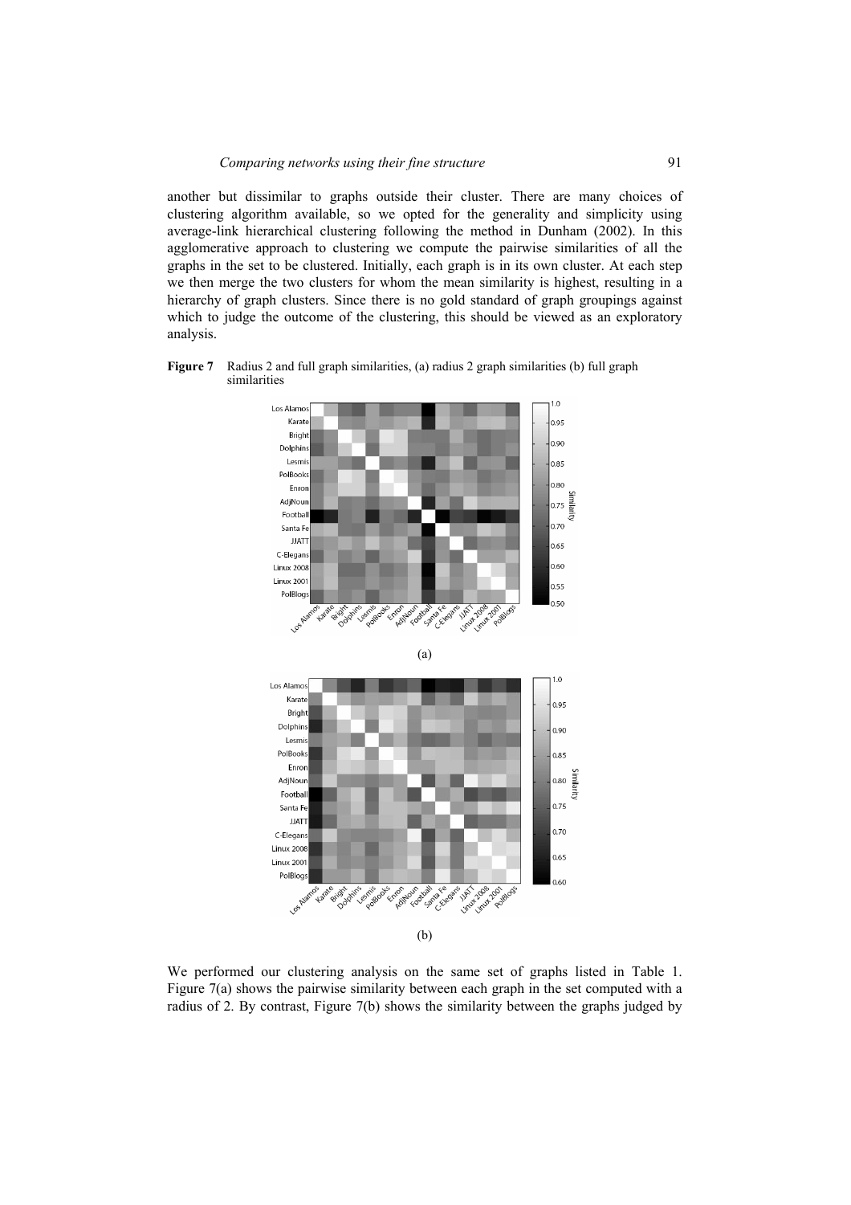another but dissimilar to graphs outside their cluster. There are many choices of clustering algorithm available, so we opted for the generality and simplicity using average-link hierarchical clustering following the method in Dunham (2002). In this agglomerative approach to clustering we compute the pairwise similarities of all the graphs in the set to be clustered. Initially, each graph is in its own cluster. At each step we then merge the two clusters for whom the mean similarity is highest, resulting in a hierarchy of graph clusters. Since there is no gold standard of graph groupings against which to judge the outcome of the clustering, this should be viewed as an exploratory analysis.

**Figure 7** Radius 2 and full graph similarities, (a) radius 2 graph similarities (b) full graph similarities

(a)

(b)

We performed our clustering analysis on the same set of graphs listed in Table 1. Figure 7(a) shows the pairwise similarity between each graph in the set computed with a radius of 2. By contrast, Figure 7(b) shows the similarity between the graphs judged by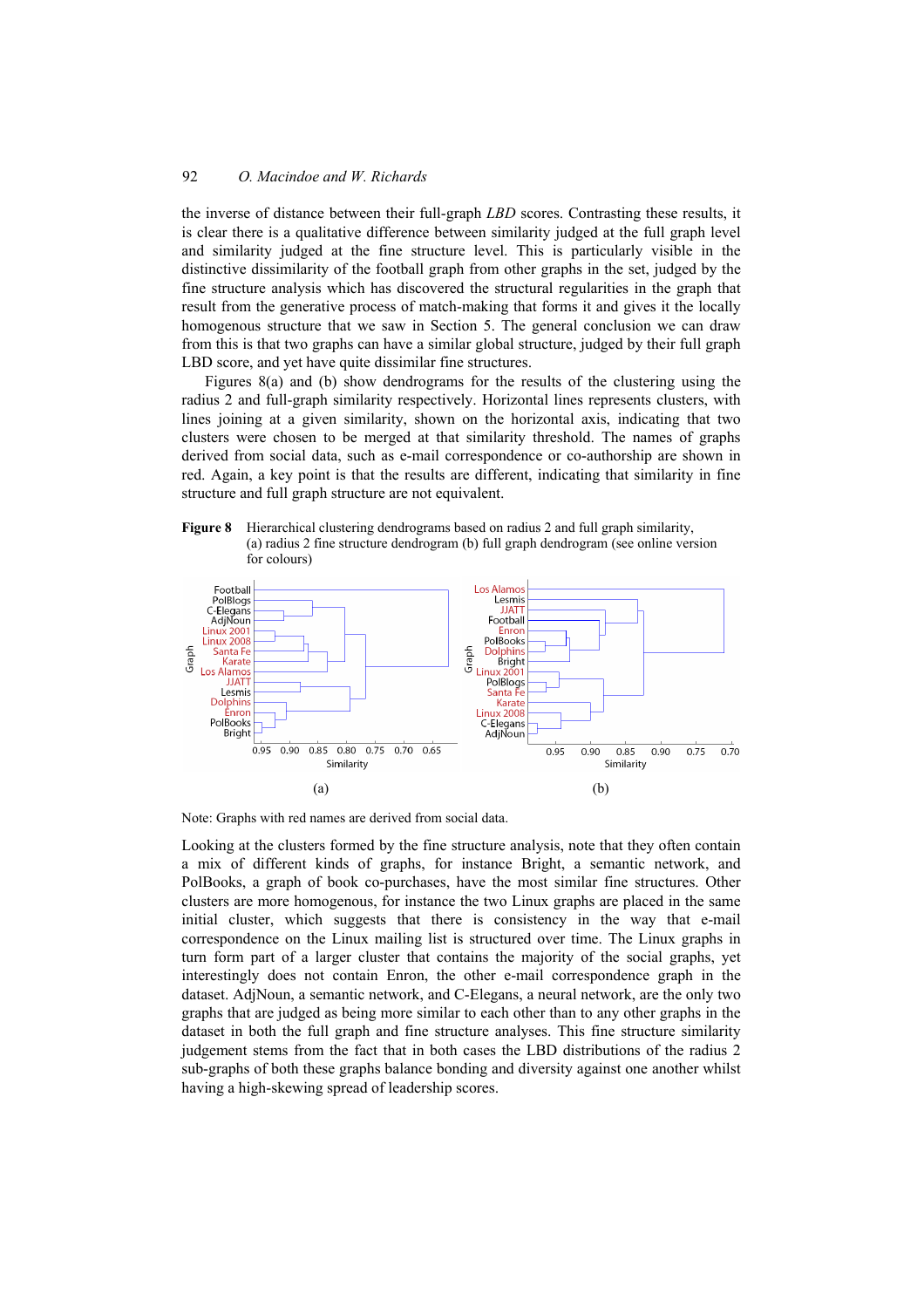the inverse of distance between their full-graph *LBD* scores. Contrasting these results, it is clear there is a qualitative difference between similarity judged at the full graph level and similarity judged at the fine structure level. This is particularly visible in the distinctive dissimilarity of the football graph from other graphs in the set, judged by the fine structure analysis which has discovered the structural regularities in the graph that result from the generative process of match-making that forms it and gives it the locally homogenous structure that we saw in Section 5. The general conclusion we can draw from this is that two graphs can have a similar global structure, judged by their full graph LBD score, and yet have quite dissimilar fine structures.

Figures 8(a) and (b) show dendrograms for the results of the clustering using the radius 2 and full-graph similarity respectively. Horizontal lines represents clusters, with lines joining at a given similarity, shown on the horizontal axis, indicating that two clusters were chosen to be merged at that similarity threshold. The names of graphs derived from social data, such as e-mail correspondence or co-authorship are shown in red. Again, a key point is that the results are different, indicating that similarity in fine structure and full graph structure are not equivalent.

**Figure 8** Hierarchical clustering dendrograms based on radius 2 and full graph similarity, (a) radius 2 fine structure dendrogram (b) full graph dendrogram (see online version for colours)

Note: Graphs with red names are derived from social data.

Looking at the clusters formed by the fine structure analysis, note that they often contain a mix of different kinds of graphs, for instance Bright, a semantic network, and PolBooks, a graph of book co-purchases, have the most similar fine structures. Other clusters are more homogenous, for instance the two Linux graphs are placed in the same initial cluster, which suggests that there is consistency in the way that e-mail correspondence on the Linux mailing list is structured over time. The Linux graphs in turn form part of a larger cluster that contains the majority of the social graphs, yet interestingly does not contain Enron, the other e-mail correspondence graph in the dataset. AdjNoun, a semantic network, and C-Elegans, a neural network, are the only two graphs that are judged as being more similar to each other than to any other graphs in the dataset in both the full graph and fine structure analyses. This fine structure similarity judgement stems from the fact that in both cases the LBD distributions of the radius 2 sub-graphs of both these graphs balance bonding and diversity against one another whilst having a high-skewing spread of leadership scores.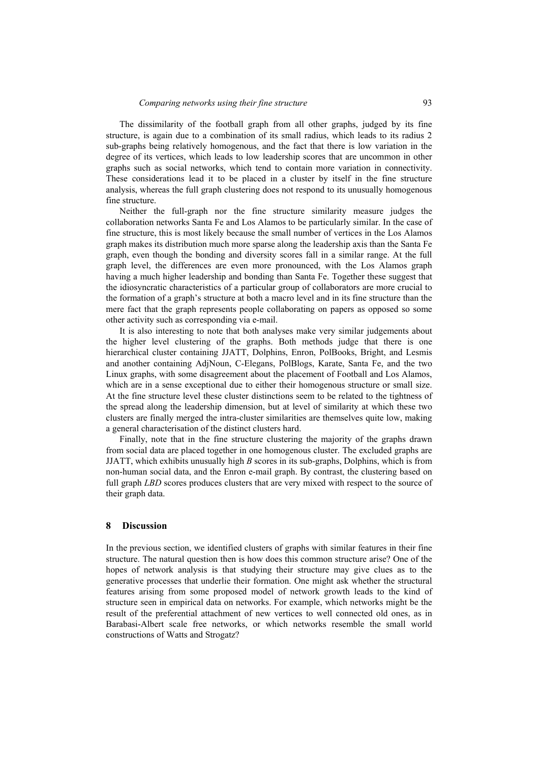The dissimilarity of the football graph from all other graphs, judged by its fine structure, is again due to a combination of its small radius, which leads to its radius 2 sub-graphs being relatively homogenous, and the fact that there is low variation in the degree of its vertices, which leads to low leadership scores that are uncommon in other graphs such as social networks, which tend to contain more variation in connectivity. These considerations lead it to be placed in a cluster by itself in the fine structure analysis, whereas the full graph clustering does not respond to its unusually homogenous fine structure.

Neither the full-graph nor the fine structure similarity measure judges the collaboration networks Santa Fe and Los Alamos to be particularly similar. In the case of fine structure, this is most likely because the small number of vertices in the Los Alamos graph makes its distribution much more sparse along the leadership axis than the Santa Fe graph, even though the bonding and diversity scores fall in a similar range. At the full graph level, the differences are even more pronounced, with the Los Alamos graph having a much higher leadership and bonding than Santa Fe. Together these suggest that the idiosyncratic characteristics of a particular group of collaborators are more crucial to the formation of a graph's structure at both a macro level and in its fine structure than the mere fact that the graph represents people collaborating on papers as opposed so some other activity such as corresponding via e-mail.

It is also interesting to note that both analyses make very similar judgements about the higher level clustering of the graphs. Both methods judge that there is one hierarchical cluster containing JJATT, Dolphins, Enron, PolBooks, Bright, and Lesmis and another containing AdjNoun, C-Elegans, PolBlogs, Karate, Santa Fe, and the two Linux graphs, with some disagreement about the placement of Football and Los Alamos, which are in a sense exceptional due to either their homogenous structure or small size. At the fine structure level these cluster distinctions seem to be related to the tightness of the spread along the leadership dimension, but at level of similarity at which these two clusters are finally merged the intra-cluster similarities are themselves quite low, making a general characterisation of the distinct clusters hard.

Finally, note that in the fine structure clustering the majority of the graphs drawn from social data are placed together in one homogenous cluster. The excluded graphs are JJATT, which exhibits unusually high *B* scores in its sub-graphs, Dolphins, which is from non-human social data, and the Enron e-mail graph. By contrast, the clustering based on full graph *LBD* scores produces clusters that are very mixed with respect to the source of their graph data.

## 8 Discussion

In the previous section, we identified clusters of graphs with similar features in their fine structure. The natural question then is how does this common structure arise? One of the hopes of network analysis is that studying their structure may give clues as to the generative processes that underlie their formation. One might ask whether the structural features arising from some proposed model of network growth leads to the kind of structure seen in empirical data on networks. For example, which networks might be the result of the preferential attachment of new vertices to well connected old ones, as in Barabasi-Albert scale free networks, or which networks resemble the small world constructions of Watts and Strogatz?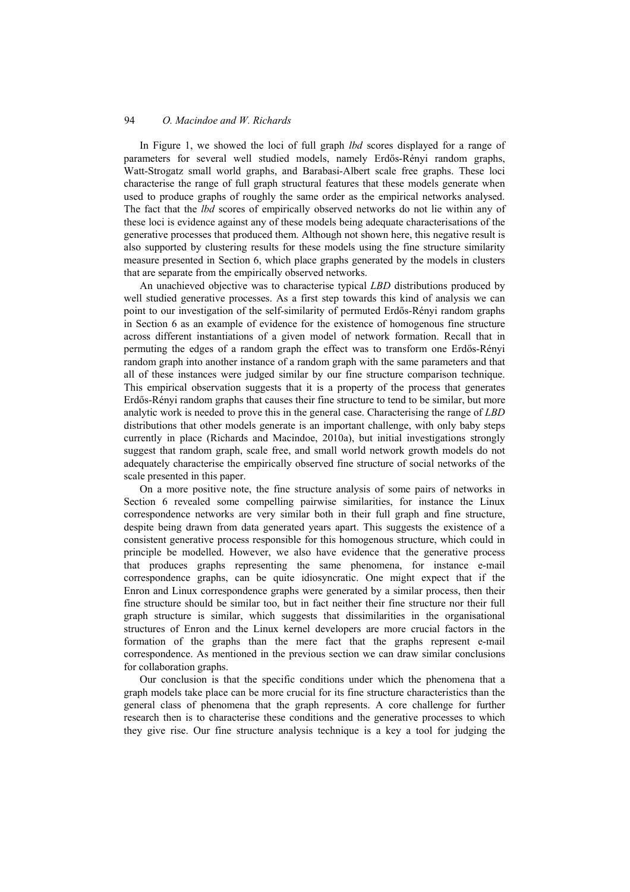In Figure 1, we showed the loci of full graph *lbd* scores displayed for a range of parameters for several well studied models, namely Erdős-Rényi random graphs, Watt-Strogatz small world graphs, and Barabasi-Albert scale free graphs. These loci characterise the range of full graph structural features that these models generate when used to produce graphs of roughly the same order as the empirical networks analysed. The fact that the *lbd* scores of empirically observed networks do not lie within any of these loci is evidence against any of these models being adequate characterisations of the generative processes that produced them. Although not shown here, this negative result is also supported by clustering results for these models using the fine structure similarity measure presented in Section 6, which place graphs generated by the models in clusters that are separate from the empirically observed networks.

An unachieved objective was to characterise typical *LBD* distributions produced by well studied generative processes. As a first step towards this kind of analysis we can point to our investigation of the self-similarity of permuted Erdős-Rényi random graphs in Section 6 as an example of evidence for the existence of homogenous fine structure across different instantiations of a given model of network formation. Recall that in permuting the edges of a random graph the effect was to transform one Erdős-Rényi random graph into another instance of a random graph with the same parameters and that all of these instances were judged similar by our fine structure comparison technique. This empirical observation suggests that it is a property of the process that generates Erdős-Rényi random graphs that causes their fine structure to tend to be similar, but more analytic work is needed to prove this in the general case. Characterising the range of *LBD* distributions that other models generate is an important challenge, with only baby steps currently in place (Richards and Macindoe, 2010a), but initial investigations strongly suggest that random graph, scale free, and small world network growth models do not adequately characterise the empirically observed fine structure of social networks of the scale presented in this paper.

On a more positive note, the fine structure analysis of some pairs of networks in Section 6 revealed some compelling pairwise similarities, for instance the Linux correspondence networks are very similar both in their full graph and fine structure, despite being drawn from data generated years apart. This suggests the existence of a consistent generative process responsible for this homogenous structure, which could in principle be modelled. However, we also have evidence that the generative process that produces graphs representing the same phenomena, for instance e-mail correspondence graphs, can be quite idiosyncratic. One might expect that if the Enron and Linux correspondence graphs were generated by a similar process, then their fine structure should be similar too, but in fact neither their fine structure nor their full graph structure is similar, which suggests that dissimilarities in the organisational structures of Enron and the Linux kernel developers are more crucial factors in the formation of the graphs than the mere fact that the graphs represent e-mail correspondence. As mentioned in the previous section we can draw similar conclusions for collaboration graphs.

Our conclusion is that the specific conditions under which the phenomena that a graph models take place can be more crucial for its fine structure characteristics than the general class of phenomena that the graph represents. A core challenge for further research then is to characterise these conditions and the generative processes to which they give rise. Our fine structure analysis technique is a key a tool for judging the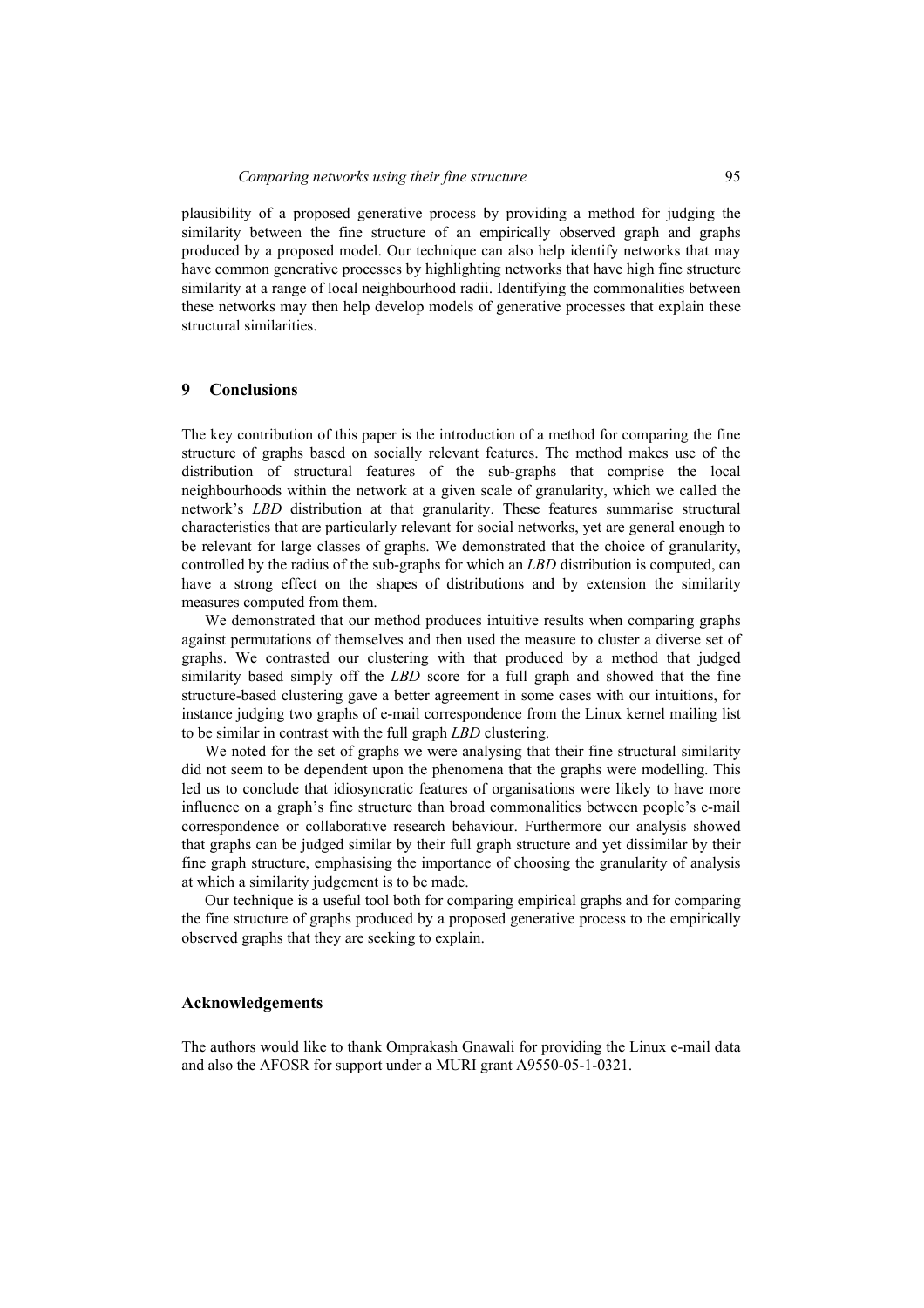plausibility of a proposed generative process by providing a method for judging the similarity between the fine structure of an empirically observed graph and graphs produced by a proposed model. Our technique can also help identify networks that may have common generative processes by highlighting networks that have high fine structure similarity at a range of local neighbourhood radii. Identifying the commonalities between these networks may then help develop models of generative processes that explain these structural similarities.

## 9 Conclusions

The key contribution of this paper is the introduction of a method for comparing the fine structure of graphs based on socially relevant features. The method makes use of the distribution of structural features of the sub-graphs that comprise the local neighbourhoods within the network at a given scale of granularity, which we called the network's *LBD* distribution at that granularity. These features summarise structural characteristics that are particularly relevant for social networks, yet are general enough to be relevant for large classes of graphs. We demonstrated that the choice of granularity, controlled by the radius of the sub-graphs for which an *LBD* distribution is computed, can have a strong effect on the shapes of distributions and by extension the similarity measures computed from them.

We demonstrated that our method produces intuitive results when comparing graphs against permutations of themselves and then used the measure to cluster a diverse set of graphs. We contrasted our clustering with that produced by a method that judged similarity based simply off the *LBD* score for a full graph and showed that the fine structure-based clustering gave a better agreement in some cases with our intuitions, for instance judging two graphs of e-mail correspondence from the Linux kernel mailing list to be similar in contrast with the full graph *LBD* clustering.

We noted for the set of graphs we were analysing that their fine structural similarity did not seem to be dependent upon the phenomena that the graphs were modelling. This led us to conclude that idiosyncratic features of organisations were likely to have more influence on a graph's fine structure than broad commonalities between people's e-mail correspondence or collaborative research behaviour. Furthermore our analysis showed that graphs can be judged similar by their full graph structure and yet dissimilar by their fine graph structure, emphasising the importance of choosing the granularity of analysis at which a similarity judgement is to be made.

Our technique is a useful tool both for comparing empirical graphs and for comparing the fine structure of graphs produced by a proposed generative process to the empirically observed graphs that they are seeking to explain.

## Acknowledgements

The authors would like to thank Omprakash Gnawali for providing the Linux e-mail data and also the AFOSR for support under a MURI grant A9550-05-1-0321.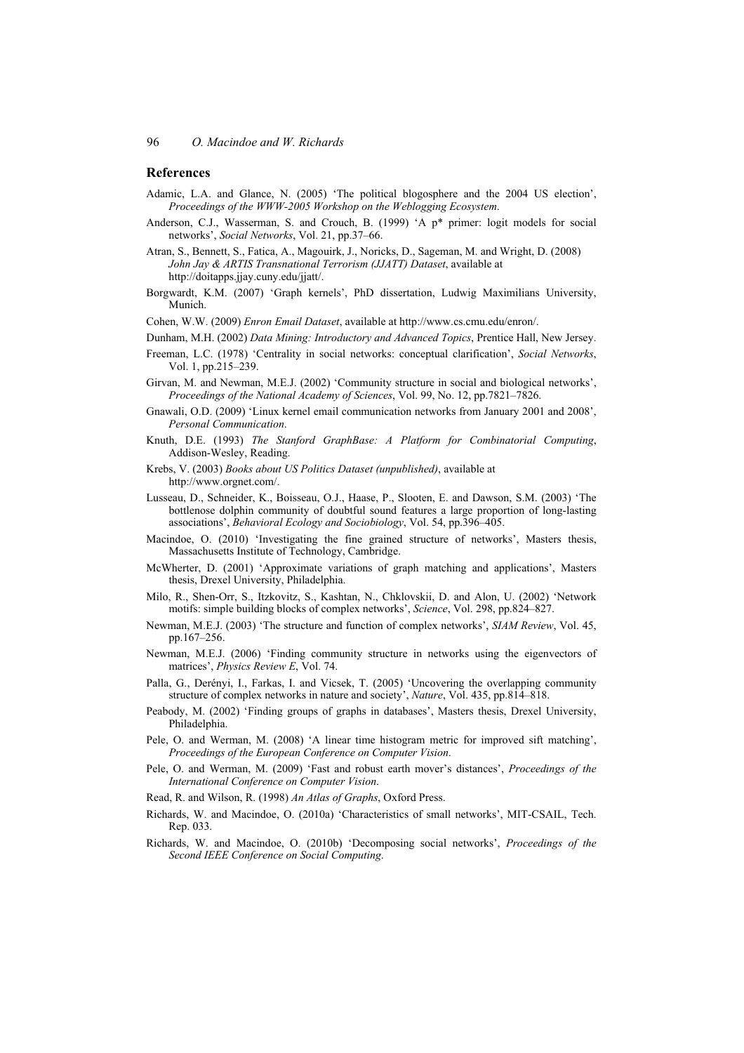## References

Adamic, L.A. and Glance, N. (2005) 'The political blogosphere and the 2004 US election', *Proceedings of the WWW-2005 Workshop on the Weblogging Ecosystem*.

Anderson, C.J., Wasserman, S. and Crouch, B. (1999) 'A p* primer: logit models for social networks', *Social Networks*, Vol. 21, pp.37–66.

Atran, S., Bennett, S., Fatica, A., Magouirk, J., Noricks, D., Sageman, M. and Wright, D. (2008) *John Jay & ARTIS Transnational Terrorism (JJATT) Dataset*, available at http://doitapps.jjay.cuny.edu/jjatt/.

Borgwardt, K.M. (2007) 'Graph kernels', PhD dissertation, Ludwig Maximilians University, Munich.

Cohen, W.W. (2009) *Enron Email Dataset*, available at http://www.cs.cmu.edu/enron/.

Dunham, M.H. (2002) *Data Mining: Introductory and Advanced Topics*, Prentice Hall, New Jersey.

Freeman, L.C. (1978) 'Centrality in social networks: conceptual clarification', *Social Networks*, Vol. 1, pp.215–239.

Girvan, M. and Newman, M.E.J. (2002) 'Community structure in social and biological networks', *Proceedings of the National Academy of Sciences*, Vol. 99, No. 12, pp.7821–7826.

Gnawali, O.D. (2009) 'Linux kernel email communication networks from January 2001 and 2008', *Personal Communication*.

Knuth, D.E. (1993) *The Stanford GraphBase: A Platform for Combinatorial Computing*, Addison-Wesley, Reading.

Krebs, V. (2003) *Books about US Politics Dataset (unpublished)*, available at http://www.orgnet.com/.

Lusseau, D., Schneider, K., Boisseau, O.J., Haase, P., Slooten, E. and Dawson, S.M. (2003) 'The bottlenose dolphin community of doubtful sound features a large proportion of long-lasting associations', *Behavioral Ecology and Sociobiology*, Vol. 54, pp.396–405.

Macindoe, O. (2010) 'Investigating the fine grained structure of networks', Masters thesis, Massachusetts Institute of Technology, Cambridge.

McWherter, D. (2001) 'Approximate variations of graph matching and applications', Masters thesis, Drexel University, Philadelphia.

Milo, R., Shen-Orr, S., Itzkovitz, S., Kashtan, N., Chklovskii, D. and Alon, U. (2002) 'Network motifs: simple building blocks of complex networks', *Science*, Vol. 298, pp.824–827.

Newman, M.E.J. (2003) 'The structure and function of complex networks', *SIAM Review*, Vol. 45, pp.167–256.

Newman, M.E.J. (2006) 'Finding community structure in networks using the eigenvectors of matrices', *Physics Review E*, Vol. 74.

Palla, G., Derényi, I., Farkas, I. and Vicsek, T. (2005) 'Uncovering the overlapping community structure of complex networks in nature and society', *Nature*, Vol. 435, pp.814–818.

Peabody, M. (2002) 'Finding groups of graphs in databases', Masters thesis, Drexel University, Philadelphia.

Pele, O. and Werman, M. (2008) 'A linear time histogram metric for improved sift matching', *Proceedings of the European Conference on Computer Vision*.

Pele, O. and Werman, M. (2009) 'Fast and robust earth mover's distances', *Proceedings of the International Conference on Computer Vision*.

Read, R. and Wilson, R. (1998) *An Atlas of Graphs*, Oxford Press.

Richards, W. and Macindoe, O. (2010a) 'Characteristics of small networks', MIT-CSAIL, Tech. Rep. 033.

Richards, W. and Macindoe, O. (2010b) 'Decomposing social networks', *Proceedings of the Second IEEE Conference on Social Computing*.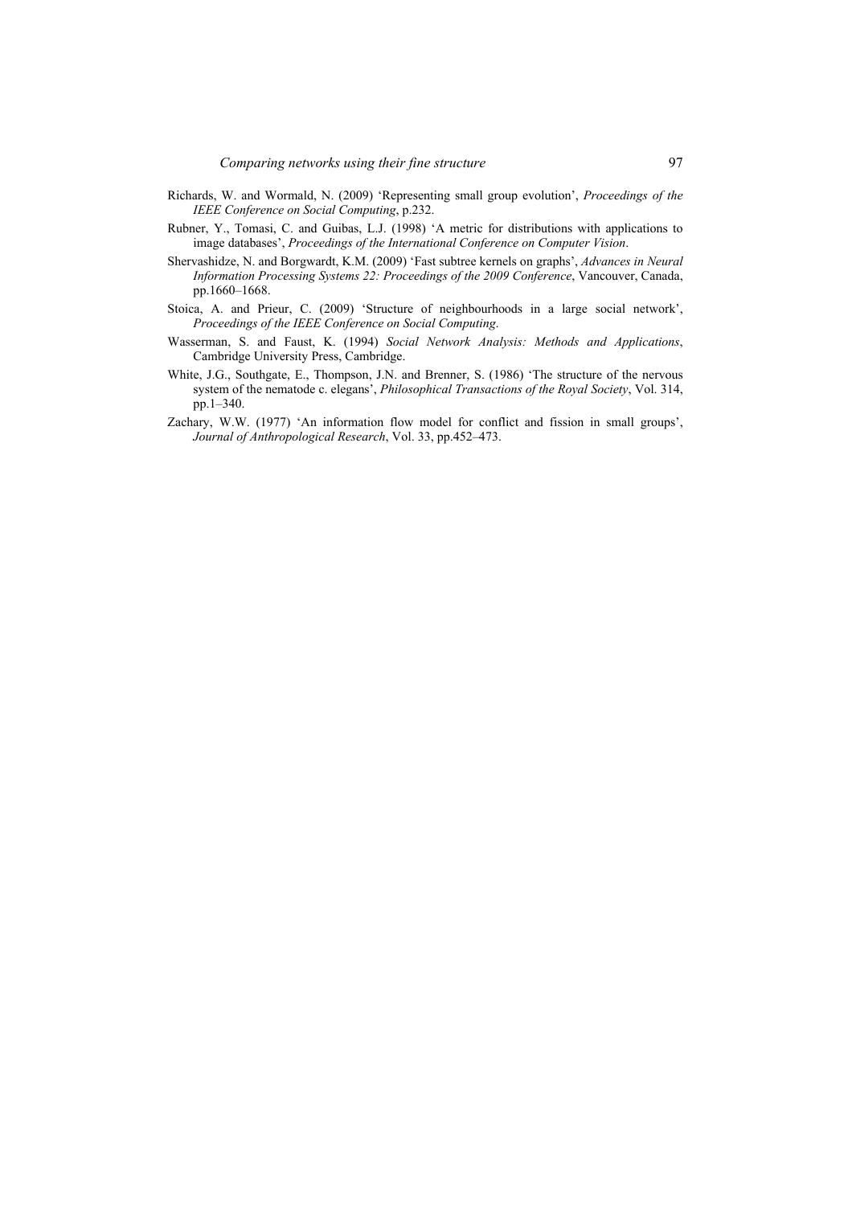Richards, W. and Wormald, N. (2009) 'Representing small group evolution', *Proceedings of the IEEE Conference on Social Computing*, p.232.

Rubner, Y., Tomasi, C. and Guibas, L.J. (1998) 'A metric for distributions with applications to image databases', *Proceedings of the International Conference on Computer Vision*.

Shervashidze, N. and Borgwardt, K.M. (2009) 'Fast subtree kernels on graphs', *Advances in Neural Information Processing Systems 22: Proceedings of the 2009 Conference*, Vancouver, Canada, pp.1660–1668.

Stoica, A. and Prieur, C. (2009) 'Structure of neighbourhoods in a large social network', *Proceedings of the IEEE Conference on Social Computing*.

Wasserman, S. and Faust, K. (1994) *Social Network Analysis: Methods and Applications*, Cambridge University Press, Cambridge.

White, J.G., Southgate, E., Thompson, J.N. and Brenner, S. (1986) 'The structure of the nervous system of the nematode c. elegans', *Philosophical Transactions of the Royal Society*, Vol. 314, pp.1–340.

Zachary, W.W. (1977) 'An information flow model for conflict and fission in small groups', *Journal of Anthropological Research*, Vol. 33, pp.452–473.